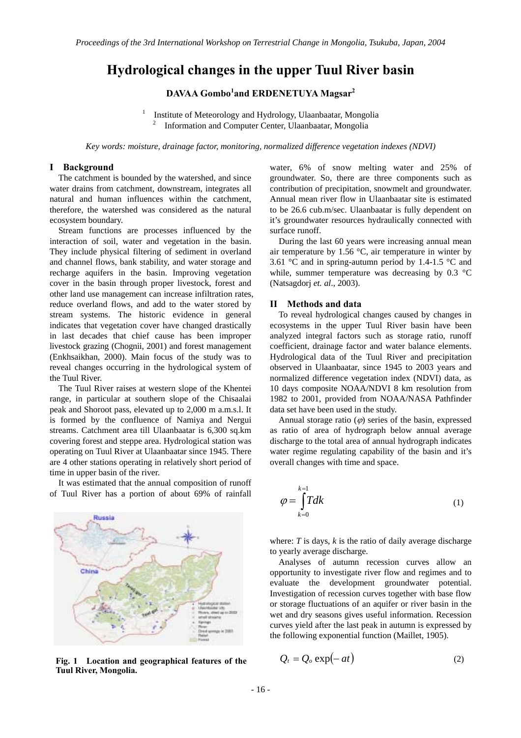# Hydrological changes in the upper Tuul River basin

**DAVAA Gombo[1] and ERDENETUYA Magsar[2]**

[1] Institute of Meteorology and Hydrology, Ulaanbaatar, Mongolia
[2] Information and Computer Center, Ulaanbaatar, Mongolia

*Key words: moisture, drainage factor, monitoring, normalized difference vegetation indexes (NDVI)*

## I Background

The catchment is bounded by the watershed, and since water drains from catchment, downstream, integrates all natural and human influences within the catchment, therefore, the watershed was considered as the natural ecosystem boundary.

Stream functions are processes influenced by the interaction of soil, water and vegetation in the basin. They include physical filtering of sediment in overland and channel flows, bank stability, and water storage and recharge aquifers in the basin. Improving vegetation cover in the basin through proper livestock, forest and other land use management can increase infiltration rates, reduce overland flows, and add to the water stored by stream systems. The historic evidence in general indicates that vegetation cover have changed drastically in last decades that chief cause has been improper livestock grazing (Chognii, 2001) and forest management (Enkhsaikhan, 2000). Main focus of the study was to reveal changes occurring in the hydrological system of the Tuul River.

The Tuul River raises at western slope of the Khentei range, in particular at southern slope of the Chisaalai peak and Shoroot pass, elevated up to 2,000 m a.m.s.l. It is formed by the confluence of Namiya and Nergui streams. Catchment area till Ulaanbaatar is 6,300 sq.km covering forest and steppe area. Hydrological station was operating on Tuul River at Ulaanbaatar since 1945. There are 4 other stations operating in relatively short period of time in upper basin of the river.

It was estimated that the annual composition of runoff of Tuul River has a portion of about 69% of rainfall water, 6% of snow melting water and 25% of groundwater. So, there are three components such as contribution of precipitation, snowmelt and groundwater. Annual mean river flow in Ulaanbaatar site is estimated to be 26.6 cub.m/sec. Ulaanbaatar is fully dependent on it's groundwater resources hydraulically connected with surface runoff.

During the last 60 years were increasing annual mean air temperature by 1.56 °C, air temperature in winter by 3.61 °C and in spring-autumn period by 1.4-1.5 °C and while, summer temperature was decreasing by 0.3 °C (Natsagdorj *et. al*., 2003).

**Fig. 1 Location and geographical features of the Tuul River, Mongolia.**

## II Methods and data

To reveal hydrological changes caused by changes in ecosystems in the upper Tuul River basin have been analyzed integral factors such as storage ratio, runoff coefficient, drainage factor and water balance elements. Hydrological data of the Tuul River and precipitation observed in Ulaanbaatar, since 1945 to 2003 years and normalized difference vegetation index (NDVI) data, as 10 days composite NOAA/NDVI 8 km resolution from 1982 to 2001, provided from NOAA/NASA Pathfinder data set have been used in the study.

Annual storage ratio ($\varphi$) series of the basin, expressed as ratio of area of hydrograph below annual average discharge to the total area of annual hydrograph indicates water regime regulating capability of the basin and it's overall changes with time and space.

$$\varphi = \int_{k=0}^{k=1} T dk \tag{1}$$

where: $T$ is days, $k$ is the ratio of daily average discharge to yearly average discharge.

Analyses of autumn recession curves allow an opportunity to investigate river flow and regimes and to evaluate the development groundwater potential. Investigation of recession curves together with base flow or storage fluctuations of an aquifer or river basin in the wet and dry seasons gives useful information. Recession curves yield after the last peak in autumn is expressed by the following exponential function (Maillet, 1905).

$$Q_t = Q_o \exp(-at) \tag{2}$$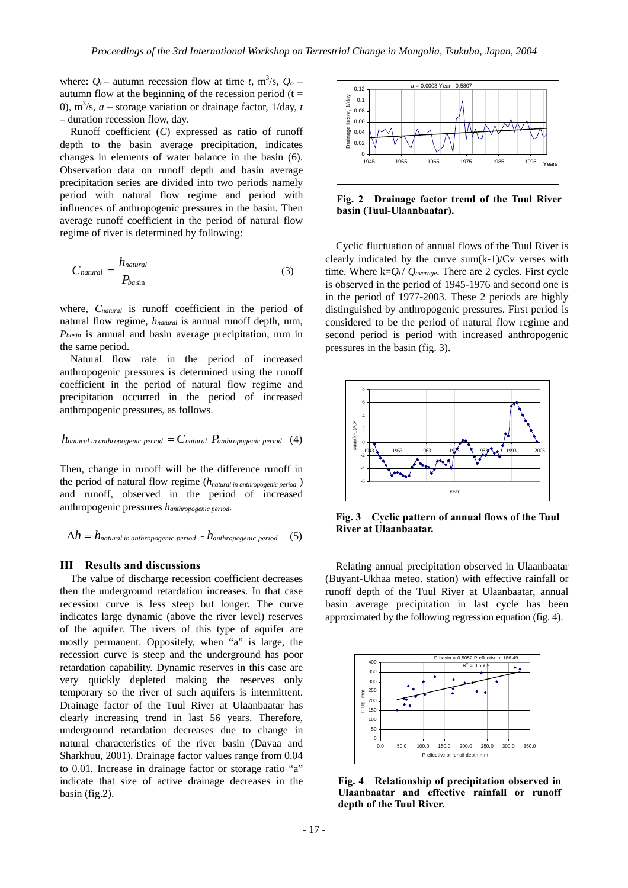where: $Q_t$ – autumn recession flow at time $t$, $m^3/s$, $Q_o$ – autumn flow at the beginning of the recession period ($t = 0$), $m^3/s$, $a$ – storage variation or drainage factor, 1/day, $t$ – duration recession flow, day.

Runoff coefficient ($C$) expressed as ratio of runoff depth to the basin average precipitation, indicates changes in elements of water balance in the basin (6). Observation data on runoff depth and basin average precipitation series are divided into two periods namely period with natural flow regime and period with influences of anthropogenic pressures in the basin. Then average runoff coefficient in the period of natural flow regime of river is determined by following:

$$C_{natural} = \frac{h_{natural}}{P_{basin}} \tag{3}$$

where, $C_{natural}$ is runoff coefficient in the period of natural flow regime, $h_{natural}$ is annual runoff depth, mm, $P_{basin}$ is annual and basin average precipitation, mm in the same period.

Natural flow rate in the period of increased anthropogenic pressures is determined using the runoff coefficient in the period of natural flow regime and precipitation occurred in the period of increased anthropogenic pressures, as follows.

$$h_{natural\ in\ anthropogenic\ period} = C_{natural}\ P_{anthropogenic\ period} \tag{4}$$

Then, change in runoff will be the difference runoff in the period of natural flow regime ($h_{natural\ in\ anthropogenic\ period}$) and runoff, observed in the period of increased anthropogenic pressures $h_{anthropogenic\ period}$.

$$\Delta h = h_{natural\ in\ anthropogenic\ period} - h_{anthropogenic\ period} \tag{5}$$

## III Results and discussions

The value of discharge recession coefficient decreases then the underground retardation increases. In that case recession curve is less steep but longer. The curve indicates large dynamic (above the river level) reserves of the aquifer. The rivers of this type of aquifer are mostly permanent. Oppositely, when "a" is large, the recession curve is steep and the underground has poor retardation capability. Dynamic reserves in this case are very quickly depleted making the reserves only temporary so the river of such aquifers is intermittent. Drainage factor of the Tuul River at Ulaanbaatar has clearly increasing trend in last 56 years. Therefore, underground retardation decreases due to change in natural characteristics of the river basin (Davaa and Sharkhuu, 2001). Drainage factor values range from 0.04 to 0.01. Increase in drainage factor or storage ratio "a" indicate that size of active drainage decreases in the basin (fig.2).

**Fig. 2 Drainage factor trend of the Tuul River basin (Tuul-Ulaanbaatar).**

Cyclic fluctuation of annual flows of the Tuul River is clearly indicated by the curve sum(k-1)/Cv verses with time. Where $k=Q_i / Q_{average}$. There are 2 cycles. First cycle is observed in the period of 1945-1976 and second one is in the period of 1977-2003. These 2 periods are highly distinguished by anthropogenic pressures. First period is considered to be the period of natural flow regime and second period is period with increased anthropogenic pressures in the basin (fig. 3).

**Fig. 3 Cyclic pattern of annual flows of the Tuul River at Ulaanbaatar.**

Relating annual precipitation observed in Ulaanbaatar (Buyant-Ukhaa meteo. station) with effective rainfall or runoff depth of the Tuul River at Ulaanbaatar, annual basin average precipitation in last cycle has been approximated by the following regression equation (fig. 4).

**Fig. 4 Relationship of precipitation observed in Ulaanbaatar and effective rainfall or runoff depth of the Tuul River.**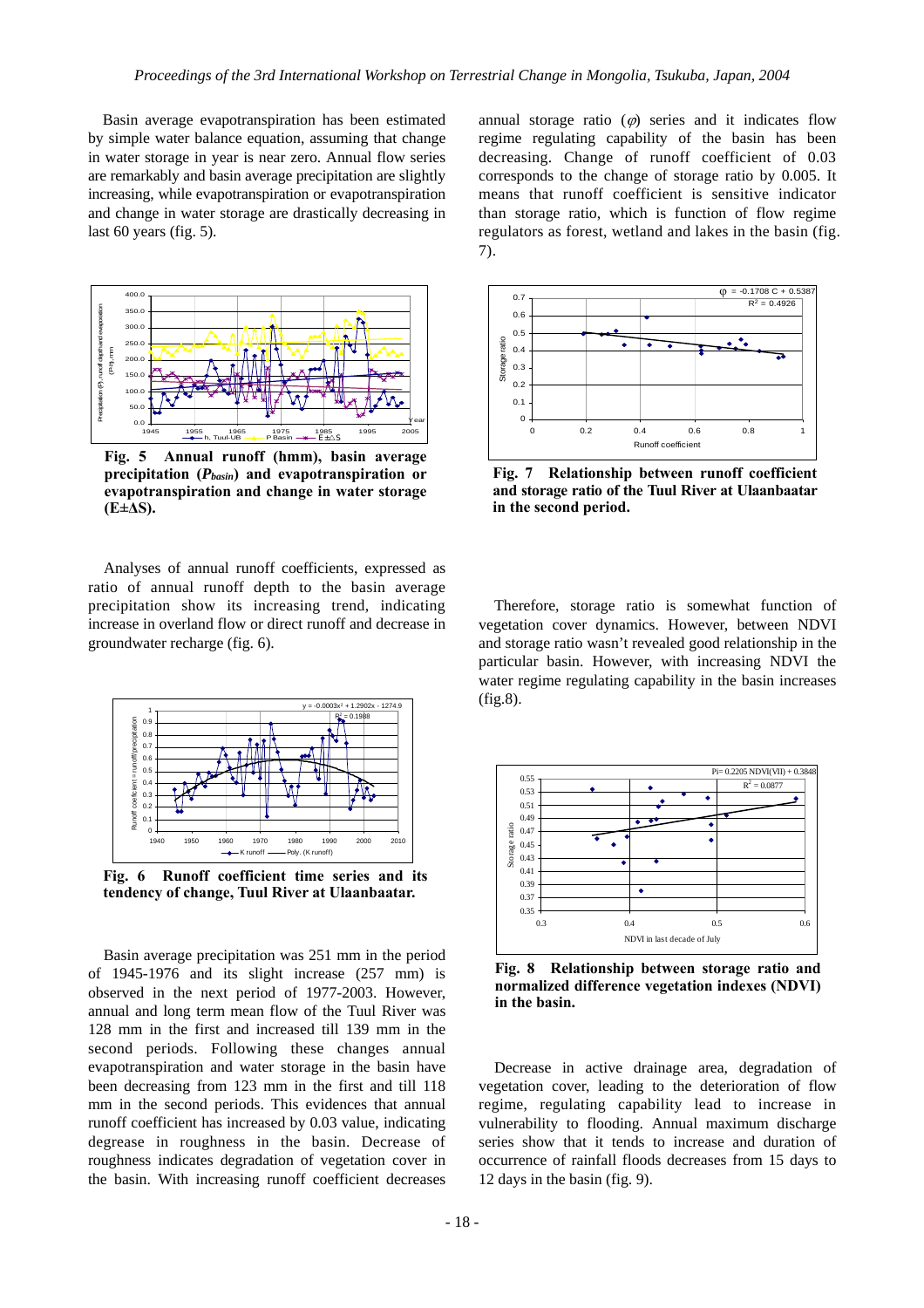Basin average evapotranspiration has been estimated by simple water balance equation, assuming that change in water storage in year is near zero. Annual flow series are remarkably and basin average precipitation are slightly increasing, while evapotranspiration or evapotranspiration and change in water storage are drastically decreasing in last 60 years (fig. 5).

**Fig. 5 Annual runoff (hmm), basin average precipitation ($P_{basin}$) and evapotranspiration or evapotranspiration and change in water storage (E±ΔS).**

Analyses of annual runoff coefficients, expressed as ratio of annual runoff depth to the basin average precipitation show its increasing trend, indicating increase in overland flow or direct runoff and decrease in groundwater recharge (fig. 6).

**Fig. 6 Runoff coefficient time series and its tendency of change, Tuul River at Ulaanbaatar.**

Basin average precipitation was 251 mm in the period of 1945-1976 and its slight increase (257 mm) is observed in the next period of 1977-2003. However, annual and long term mean flow of the Tuul River was 128 mm in the first and increased till 139 mm in the second periods. Following these changes annual evapotranspiration and water storage in the basin have been decreasing from 123 mm in the first and till 118 mm in the second periods. This evidences that annual runoff coefficient has increased by 0.03 value, indicating degrease in roughness in the basin. Decrease of roughness indicates degradation of vegetation cover in the basin. With increasing runoff coefficient decreases annual storage ratio ($\varphi$) series and it indicates flow regime regulating capability of the basin has been decreasing. Change of runoff coefficient of 0.03 corresponds to the change of storage ratio by 0.005. It means that runoff coefficient is sensitive indicator than storage ratio, which is function of flow regime regulators as forest, wetland and lakes in the basin (fig. 7).

**Fig. 7 Relationship between runoff coefficient and storage ratio of the Tuul River at Ulaanbaatar in the second period.**

Therefore, storage ratio is somewhat function of vegetation cover dynamics. However, between NDVI and storage ratio wasn't revealed good relationship in the particular basin. However, with increasing NDVI the water regime regulating capability in the basin increases (fig.8).

**Fig. 8 Relationship between storage ratio and normalized difference vegetation indexes (NDVI) in the basin.**

Decrease in active drainage area, degradation of vegetation cover, leading to the deterioration of flow regime, regulating capability lead to increase in vulnerability to flooding. Annual maximum discharge series show that it tends to increase and duration of occurrence of rainfall floods decreases from 15 days to 12 days in the basin (fig. 9).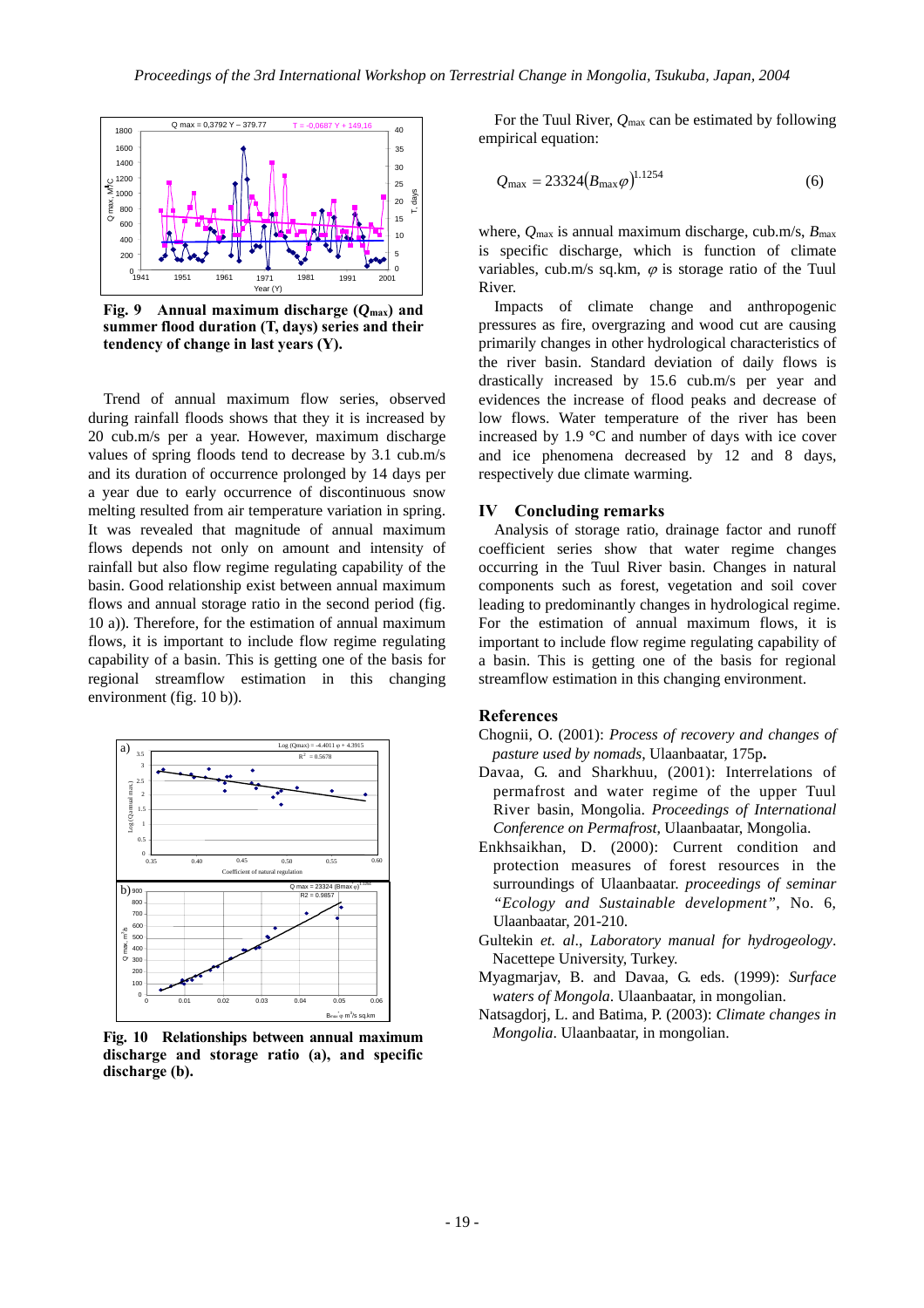Q max = 0,3792 Y – 379.77

T = -0,0687 Y + 149,16

1800
1600
1400
1200
1000
800
600
400
200
0

Q max, M³/C

40
35
30
25
20
15
10
5
0

T, days

1941 1951 1961 1971 1981 1991 2001

Year (Y)

**Fig. 9 Annual maximum discharge ($Q_{max}$) and summer flood duration (T, days) series and their tendency of change in last years (Y).**

Trend of annual maximum flow series, observed during rainfall floods shows that they it is increased by 20 cub.m/s per a year. However, maximum discharge values of spring floods tend to decrease by 3.1 cub.m/s and its duration of occurrence prolonged by 14 days per a year due to early occurrence of discontinuous snow melting resulted from air temperature variation in spring. It was revealed that magnitude of annual maximum flows depends not only on amount and intensity of rainfall but also flow regime regulating capability of the basin. Good relationship exist between annual maximum flows and annual storage ratio in the second period (fig. 10 a)). Therefore, for the estimation of annual maximum flows, it is important to include flow regime regulating capability of a basin. This is getting one of the basis for regional streamflow estimation in this changing environment (fig. 10 b)).

a)

Log (Qmax) = -4.4011 φ + 4.3915

R² = 0.5678

Log (Q annual max.)

Coefficient of natural regulation

0.35 0.40 0.45 0.50 0.55 0.60

b)

Q max = 23324 (Bmax φ)^1.1254

R2 = 0.9857

Q max, m³/s

0 0.01 0.02 0.03 0.04 0.05 0.06

Bmax·φ m³/s sq.km

**Fig. 10 Relationships between annual maximum discharge and storage ratio (a), and specific discharge (b).**

For the Tuul River, $Q_{max}$ can be estimated by following empirical equation:

$$Q_{max} = 23324(B_{max}\varphi)^{1.1254} \qquad (6)$$

where, $Q_{max}$ is annual maximum discharge, cub.m/s, $B_{max}$ is specific discharge, which is function of climate variables, cub.m/s sq.km, $\varphi$ is storage ratio of the Tuul River.

Impacts of climate change and anthropogenic pressures as fire, overgrazing and wood cut are causing primarily changes in other hydrological characteristics of the river basin. Standard deviation of daily flows is drastically increased by 15.6 cub.m/s per year and evidences the increase of flood peaks and decrease of low flows. Water temperature of the river has been increased by 1.9 °C and number of days with ice cover and ice phenomena decreased by 12 and 8 days, respectively due climate warming.

## IV Concluding remarks

Analysis of storage ratio, drainage factor and runoff coefficient series show that water regime changes occurring in the Tuul River basin. Changes in natural components such as forest, vegetation and soil cover leading to predominantly changes in hydrological regime. For the estimation of annual maximum flows, it is important to include flow regime regulating capability of a basin. This is getting one of the basis for regional streamflow estimation in this changing environment.

## References

Chognii, O. (2001): *Process of recovery and changes of pasture used by nomads*, Ulaanbaatar, 175p.

Davaa, G. and Sharkhuu, (2001): Interrelations of permafrost and water regime of the upper Tuul River basin, Mongolia. *Proceedings of International Conference on Permafrost*, Ulaanbaatar, Mongolia.

Enkhsaikhan, D. (2000): Current condition and protection measures of forest resources in the surroundings of Ulaanbaatar. *proceedings of seminar "Ecology and Sustainable development"*, No. 6, Ulaanbaatar, 201-210.

Gultekin *et. al.*, *Laboratory manual for hydrogeology*. Nacettepe University, Turkey.

Myagmarjav, B. and Davaa, G. eds. (1999): *Surface waters of Mongola*. Ulaanbaatar, in mongolian.

Natsagdorj, L. and Batima, P. (2003): *Climate changes in Mongolia*. Ulaanbaatar, in mongolian.